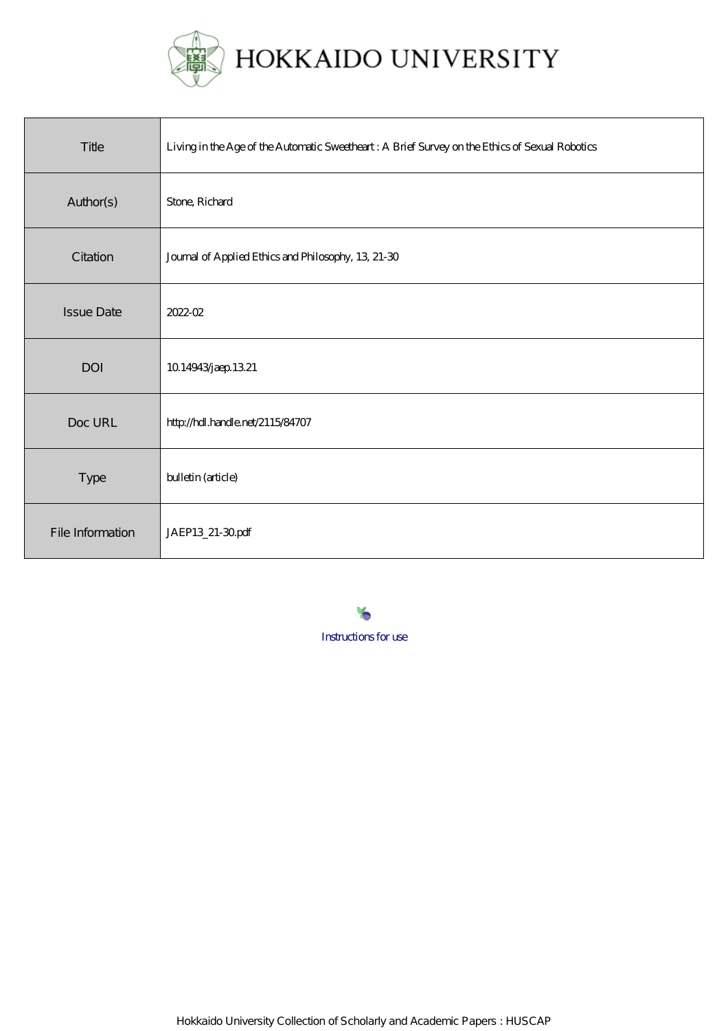HOKKAIDO UNIVERSITY

| | |
|---|---|
| Title | Living in the Age of the Automatic Sweetheart : A Brief Survey on the Ethics of Sexual Robotics |
| Author(s) | Stone, Richard |
| Citation | Journal of Applied Ethics and Philosophy, 13, 21-30 |
| Issue Date | 2022-02 |
| DOI | 10.14943/jaep.13.21 |
| Doc URL | http://hdl.handle.net/2115/84707 |
| Type | bulletin (article) |
| File Information | JAEP13_21-30.pdf |

Instructions for use

Hokkaido University Collection of Scholarly and Academic Papers : HUSCAP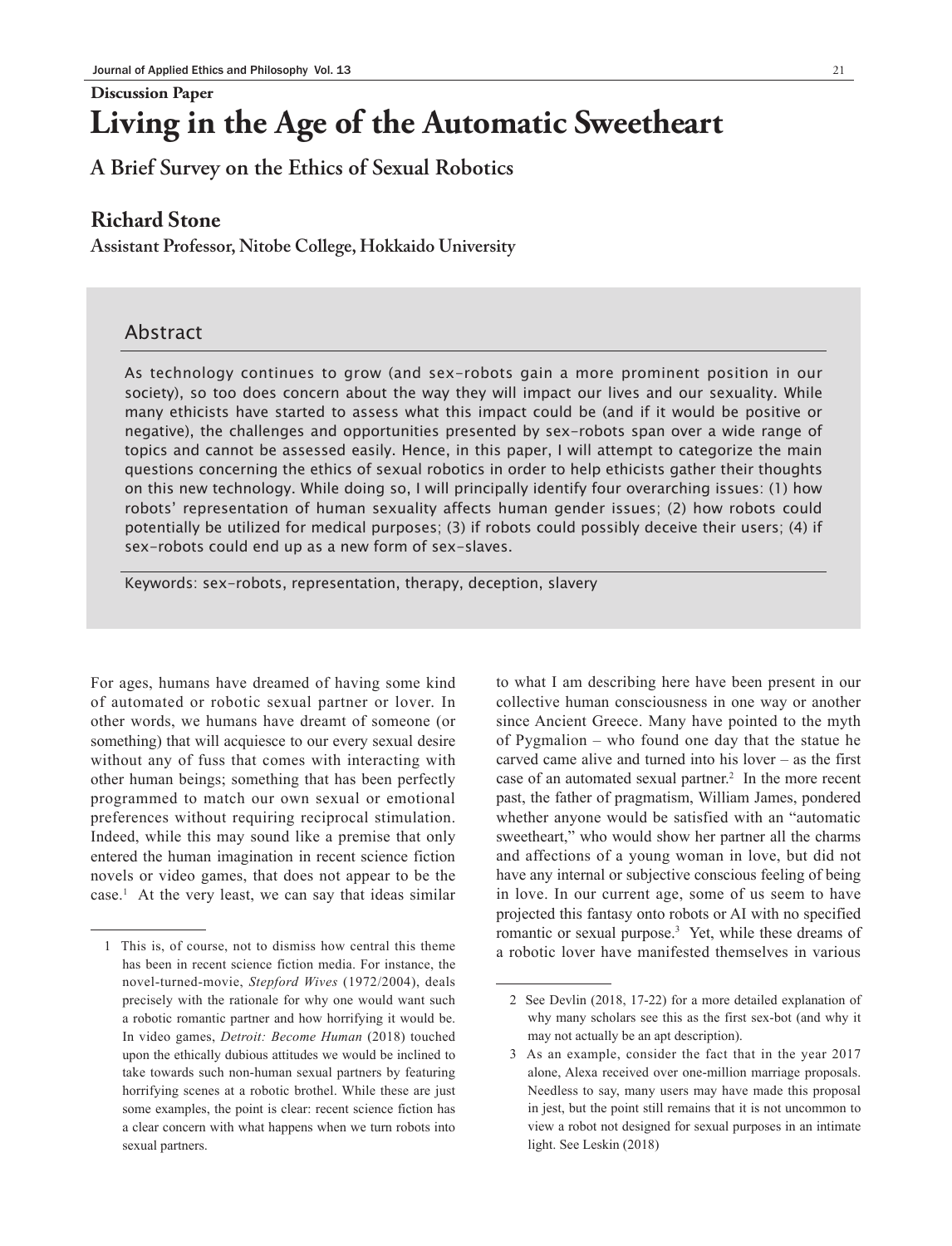**Discussion Paper**

# Living in the Age of the Automatic Sweetheart

## A Brief Survey on the Ethics of Sexual Robotics

### Richard Stone

**Assistant Professor, Nitobe College, Hokkaido University**

## Abstract

As technology continues to grow (and sex-robots gain a more prominent position in our society), so too does concern about the way they will impact our lives and our sexuality. While many ethicists have started to assess what this impact could be (and if it would be positive or negative), the challenges and opportunities presented by sex-robots span over a wide range of topics and cannot be assessed easily. Hence, in this paper, I will attempt to categorize the main questions concerning the ethics of sexual robotics in order to help ethicists gather their thoughts on this new technology. While doing so, I will principally identify four overarching issues: (1) how robots' representation of human sexuality affects human gender issues; (2) how robots could potentially be utilized for medical purposes; (3) if robots could possibly deceive their users; (4) if sex-robots could end up as a new form of sex-slaves.

Keywords: sex-robots, representation, therapy, deception, slavery

---

For ages, humans have dreamed of having some kind of automated or robotic sexual partner or lover. In other words, we humans have dreamt of someone (or something) that will acquiesce to our every sexual desire without any of fuss that comes with interacting with other human beings; something that has been perfectly programmed to match our own sexual or emotional preferences without requiring reciprocal stimulation. Indeed, while this may sound like a premise that only entered the human imagination in recent science fiction novels or video games, that does not appear to be the case.[1] At the very least, we can say that ideas similar to what I am describing here have been present in our collective human consciousness in one way or another since Ancient Greece. Many have pointed to the myth of Pygmalion – who found one day that the statue he carved came alive and turned into his lover – as the first case of an automated sexual partner.[2] In the more recent past, the father of pragmatism, William James, pondered whether anyone would be satisfied with an "automatic sweetheart," who would show her partner all the charms and affections of a young woman in love, but did not have any internal or subjective conscious feeling of being in love. In our current age, some of us seem to have projected this fantasy onto robots or AI with no specified romantic or sexual purpose.[3] Yet, while these dreams of a robotic lover have manifested themselves in various

---

1 This is, of course, not to dismiss how central this theme has been in recent science fiction media. For instance, the novel-turned-movie, *Stepford Wives* (1972/2004), deals precisely with the rationale for why one would want such a robotic romantic partner and how horrifying it would be. In video games, *Detroit: Become Human* (2018) touched upon the ethically dubious attitudes we would be inclined to take towards such non-human sexual partners by featuring horrifying scenes at a robotic brothel. While these are just some examples, the point is clear: recent science fiction has a clear concern with what happens when we turn robots into sexual partners.

2 See Devlin (2018, 17-22) for a more detailed explanation of why many scholars see this as the first sex-bot (and why it may not actually be an apt description).

3 As an example, consider the fact that in the year 2017 alone, Alexa received over one-million marriage proposals. Needless to say, many users may have made this proposal in jest, but the point still remains that it is not uncommon to view a robot not designed for sexual purposes in an intimate light. See Leskin (2018)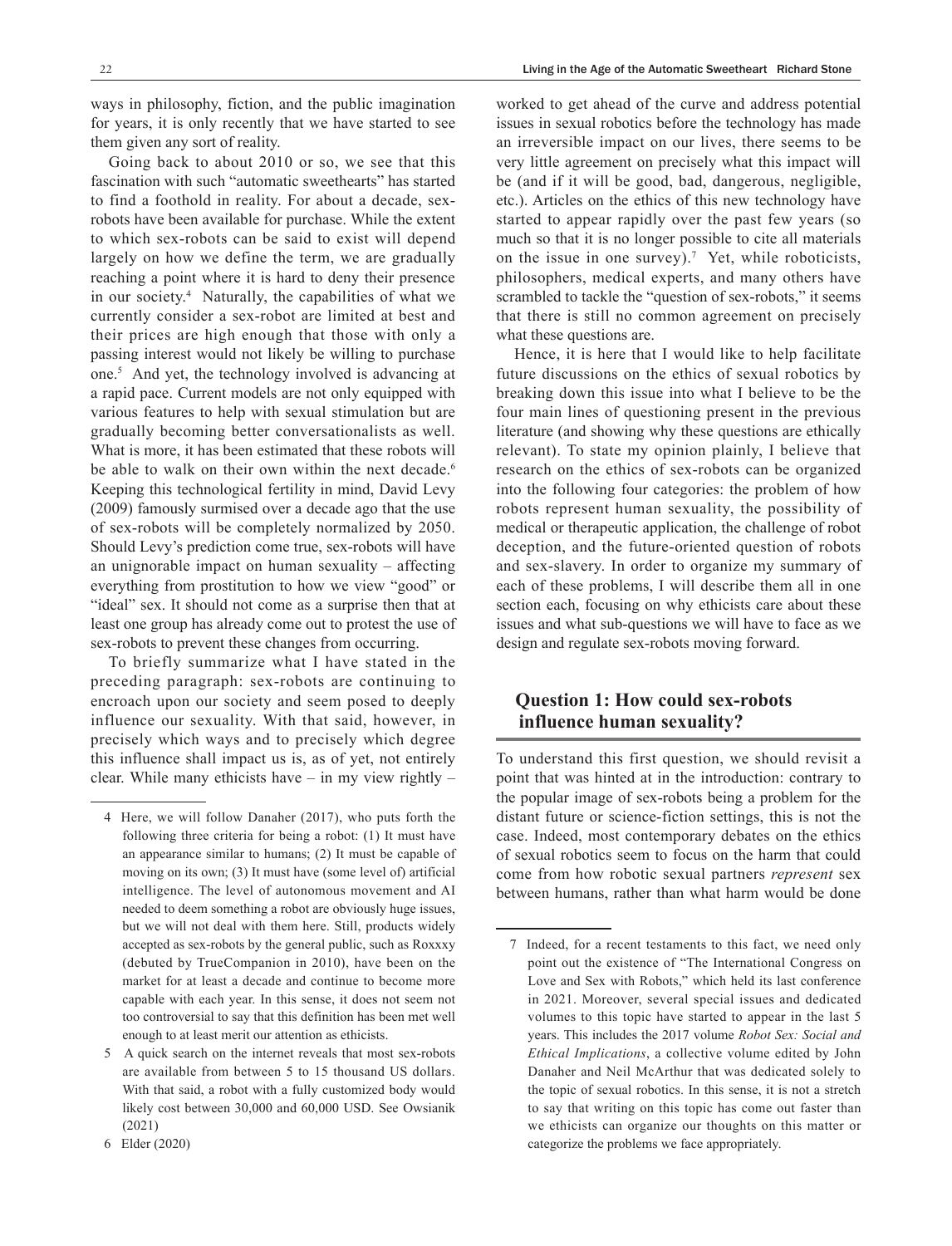ways in philosophy, fiction, and the public imagination for years, it is only recently that we have started to see them given any sort of reality.

Going back to about 2010 or so, we see that this fascination with such "automatic sweethearts" has started to find a foothold in reality. For about a decade, sex-robots have been available for purchase. While the extent to which sex-robots can be said to exist will depend largely on how we define the term, we are gradually reaching a point where it is hard to deny their presence in our society.[4] Naturally, the capabilities of what we currently consider a sex-robot are limited at best and their prices are high enough that those with only a passing interest would not likely be willing to purchase one.[5] And yet, the technology involved is advancing at a rapid pace. Current models are not only equipped with various features to help with sexual stimulation but are gradually becoming better conversationalists as well. What is more, it has been estimated that these robots will be able to walk on their own within the next decade.[6] Keeping this technological fertility in mind, David Levy (2009) famously surmised over a decade ago that the use of sex-robots will be completely normalized by 2050. Should Levy's prediction come true, sex-robots will have an unignorable impact on human sexuality – affecting everything from prostitution to how we view "good" or "ideal" sex. It should not come as a surprise then that at least one group has already come out to protest the use of sex-robots to prevent these changes from occurring.

To briefly summarize what I have stated in the preceding paragraph: sex-robots are continuing to encroach upon our society and seem posed to deeply influence our sexuality. With that said, however, in precisely which ways and to precisely which degree this influence shall impact us is, as of yet, not entirely clear. While many ethicists have – in my view rightly – worked to get ahead of the curve and address potential issues in sexual robotics before the technology has made an irreversible impact on our lives, there seems to be very little agreement on precisely what this impact will be (and if it will be good, bad, dangerous, negligible, etc.). Articles on the ethics of this new technology have started to appear rapidly over the past few years (so much so that it is no longer possible to cite all materials on the issue in one survey).[7] Yet, while roboticists, philosophers, medical experts, and many others have scrambled to tackle the "question of sex-robots," it seems that there is still no common agreement on precisely what these questions are.

Hence, it is here that I would like to help facilitate future discussions on the ethics of sexual robotics by breaking down this issue into what I believe to be the four main lines of questioning present in the previous literature (and showing why these questions are ethically relevant). To state my opinion plainly, I believe that research on the ethics of sex-robots can be organized into the following four categories: the problem of how robots represent human sexuality, the possibility of medical or therapeutic application, the challenge of robot deception, and the future-oriented question of robots and sex-slavery. In order to organize my summary of each of these problems, I will describe them all in one section each, focusing on why ethicists care about these issues and what sub-questions we will have to face as we design and regulate sex-robots moving forward.

## Question 1: How could sex-robots influence human sexuality?

To understand this first question, we should revisit a point that was hinted at in the introduction: contrary to the popular image of sex-robots being a problem for the distant future or science-fiction settings, this is not the case. Indeed, most contemporary debates on the ethics of sexual robotics seem to focus on the harm that could come from how robotic sexual partners *represent* sex between humans, rather than what harm would be done

---

4 Here, we will follow Danaher (2017), who puts forth the following three criteria for being a robot: (1) It must have an appearance similar to humans; (2) It must be capable of moving on its own; (3) It must have (some level of) artificial intelligence. The level of autonomous movement and AI needed to deem something a robot are obviously huge issues, but we will not deal with them here. Still, products widely accepted as sex-robots by the general public, such as Roxxxy (debuted by TrueCompanion in 2010), have been on the market for at least a decade and continue to become more capable with each year. In this sense, it does not seem not too controversial to say that this definition has been met well enough to at least merit our attention as ethicists.

5 A quick search on the internet reveals that most sex-robots are available from between 5 to 15 thousand US dollars. With that said, a robot with a fully customized body would likely cost between 30,000 and 60,000 USD. See Owsianik (2021)

6 Elder (2020)

7 Indeed, for a recent testaments to this fact, we need only point out the existence of "The International Congress on Love and Sex with Robots," which held its last conference in 2021. Moreover, several special issues and dedicated volumes to this topic have started to appear in the last 5 years. This includes the 2017 volume *Robot Sex: Social and Ethical Implications*, a collective volume edited by John Danaher and Neil McArthur that was dedicated solely to the topic of sexual robotics. In this sense, it is not a stretch to say that writing on this topic has come out faster than we ethicists can organize our thoughts on this matter or categorize the problems we face appropriately.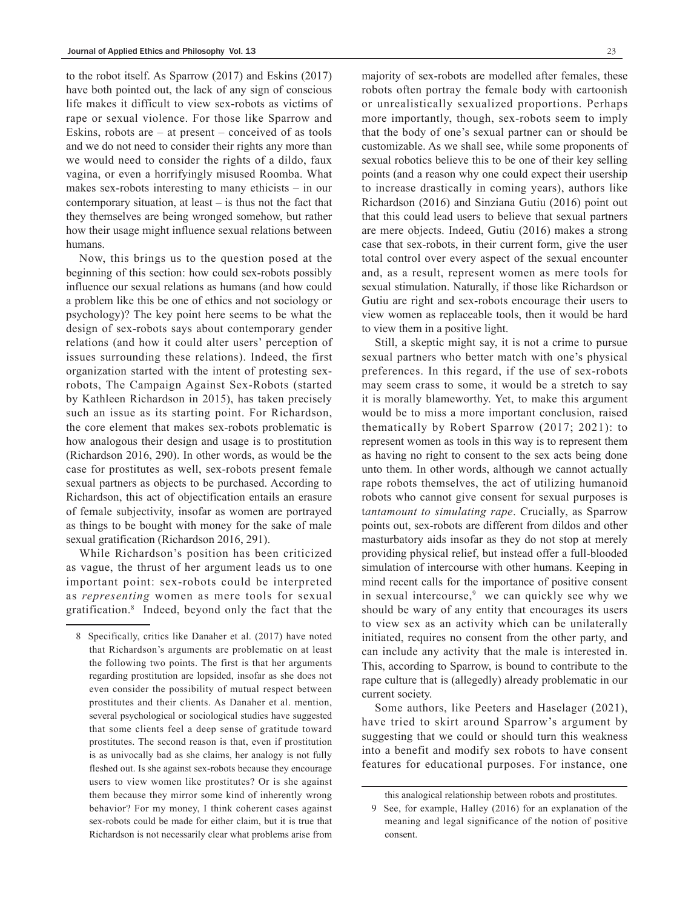to the robot itself. As Sparrow (2017) and Eskins (2017) have both pointed out, the lack of any sign of conscious life makes it difficult to view sex-robots as victims of rape or sexual violence. For those like Sparrow and Eskins, robots are – at present – conceived of as tools and we do not need to consider their rights any more than we would need to consider the rights of a dildo, faux vagina, or even a horrifyingly misused Roomba. What makes sex-robots interesting to many ethicists – in our contemporary situation, at least – is thus not the fact that they themselves are being wronged somehow, but rather how their usage might influence sexual relations between humans.

Now, this brings us to the question posed at the beginning of this section: how could sex-robots possibly influence our sexual relations as humans (and how could a problem like this be one of ethics and not sociology or psychology)? The key point here seems to be what the design of sex-robots says about contemporary gender relations (and how it could alter users' perception of issues surrounding these relations). Indeed, the first organization started with the intent of protesting sex-robots, The Campaign Against Sex-Robots (started by Kathleen Richardson in 2015), has taken precisely such an issue as its starting point. For Richardson, the core element that makes sex-robots problematic is how analogous their design and usage is to prostitution (Richardson 2016, 290). In other words, as would be the case for prostitutes as well, sex-robots present female sexual partners as objects to be purchased. According to Richardson, this act of objectification entails an erasure of female subjectivity, insofar as women are portrayed as things to be bought with money for the sake of male sexual gratification (Richardson 2016, 291).

While Richardson's position has been criticized as vague, the thrust of her argument leads us to one important point: sex-robots could be interpreted as *representing* women as mere tools for sexual gratification.[8] Indeed, beyond only the fact that the majority of sex-robots are modelled after females, these robots often portray the female body with cartoonish or unrealistically sexualized proportions. Perhaps more importantly, though, sex-robots seem to imply that the body of one's sexual partner can or should be customizable. As we shall see, while some proponents of sexual robotics believe this to be one of their key selling points (and a reason why one could expect their usership to increase drastically in coming years), authors like Richardson (2016) and Sinziana Gutiu (2016) point out that this could lead users to believe that sexual partners are mere objects. Indeed, Gutiu (2016) makes a strong case that sex-robots, in their current form, give the user total control over every aspect of the sexual encounter and, as a result, represent women as mere tools for sexual stimulation. Naturally, if those like Richardson or Gutiu are right and sex-robots encourage their users to view women as replaceable tools, then it would be hard to view them in a positive light.

Still, a skeptic might say, it is not a crime to pursue sexual partners who better match with one's physical preferences. In this regard, if the use of sex-robots may seem crass to some, it would be a stretch to say it is morally blameworthy. Yet, to make this argument would be to miss a more important conclusion, raised thematically by Robert Sparrow (2017; 2021): to represent women as tools in this way is to represent them as having no right to consent to the sex acts being done unto them. In other words, although we cannot actually rape robots themselves, the act of utilizing humanoid robots who cannot give consent for sexual purposes is t*antamount to simulating rape*. Crucially, as Sparrow points out, sex-robots are different from dildos and other masturbatory aids insofar as they do not stop at merely providing physical relief, but instead offer a full-blooded simulation of intercourse with other humans. Keeping in mind recent calls for the importance of positive consent in sexual intercourse,[9] we can quickly see why we should be wary of any entity that encourages its users to view sex as an activity which can be unilaterally initiated, requires no consent from the other party, and can include any activity that the male is interested in. This, according to Sparrow, is bound to contribute to the rape culture that is (allegedly) already problematic in our current society.

Some authors, like Peeters and Haselager (2021), have tried to skirt around Sparrow's argument by suggesting that we could or should turn this weakness into a benefit and modify sex robots to have consent features for educational purposes. For instance, one

---

8 Specifically, critics like Danaher et al. (2017) have noted that Richardson's arguments are problematic on at least the following two points. The first is that her arguments regarding prostitution are lopsided, insofar as she does not even consider the possibility of mutual respect between prostitutes and their clients. As Danaher et al. mention, several psychological or sociological studies have suggested that some clients feel a deep sense of gratitude toward prostitutes. The second reason is that, even if prostitution is as univocally bad as she claims, her analogy is not fully fleshed out. Is she against sex-robots because they encourage users to view women like prostitutes? Or is she against them because they mirror some kind of inherently wrong behavior? For my money, I think coherent cases against sex-robots could be made for either claim, but it is true that Richardson is not necessarily clear what problems arise from this analogical relationship between robots and prostitutes.

9 See, for example, Halley (2016) for an explanation of the meaning and legal significance of the notion of positive consent.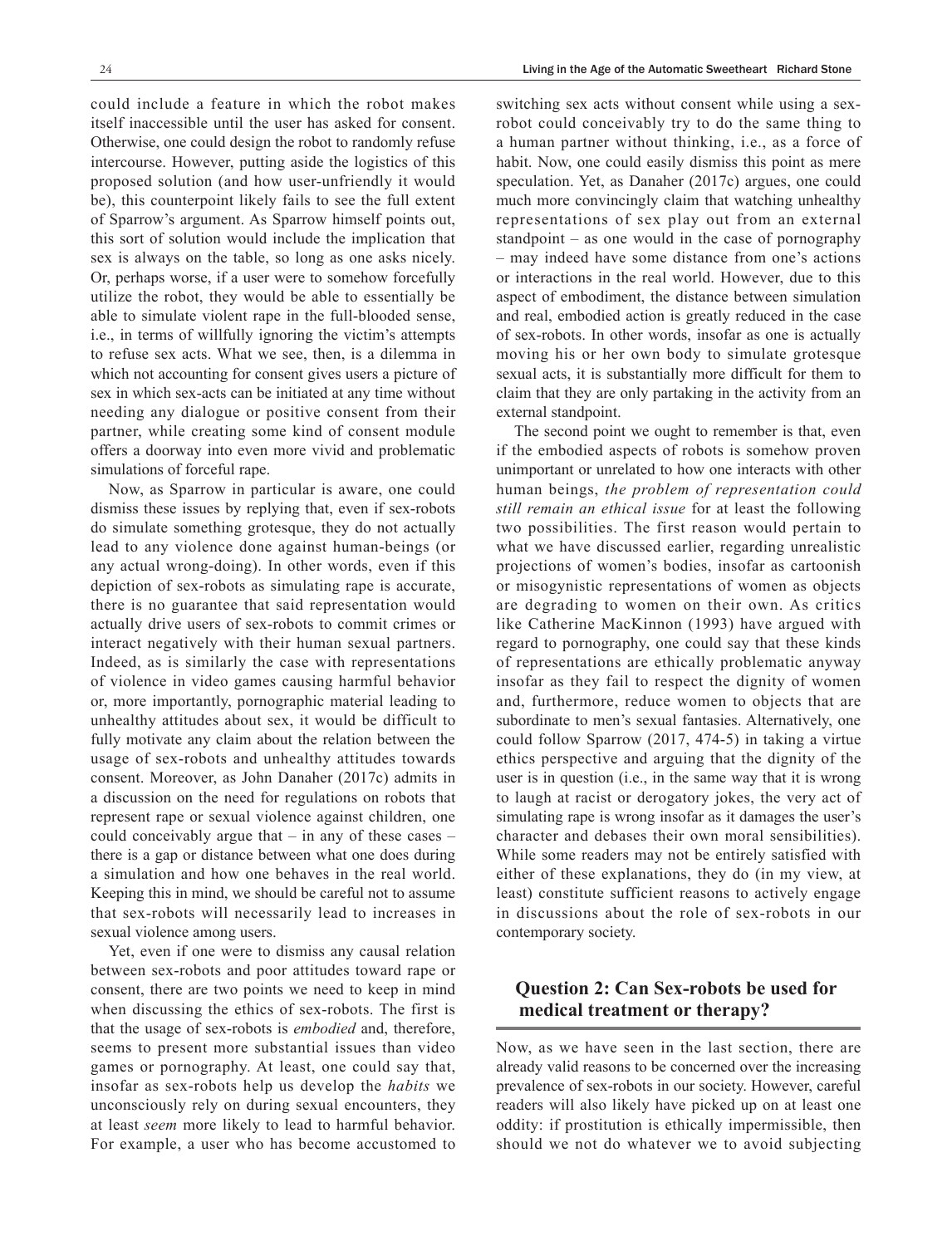could include a feature in which the robot makes itself inaccessible until the user has asked for consent. Otherwise, one could design the robot to randomly refuse intercourse. However, putting aside the logistics of this proposed solution (and how user-unfriendly it would be), this counterpoint likely fails to see the full extent of Sparrow's argument. As Sparrow himself points out, this sort of solution would include the implication that sex is always on the table, so long as one asks nicely. Or, perhaps worse, if a user were to somehow forcefully utilize the robot, they would be able to essentially be able to simulate violent rape in the full-blooded sense, i.e., in terms of willfully ignoring the victim's attempts to refuse sex acts. What we see, then, is a dilemma in which not accounting for consent gives users a picture of sex in which sex-acts can be initiated at any time without needing any dialogue or positive consent from their partner, while creating some kind of consent module offers a doorway into even more vivid and problematic simulations of forceful rape.

Now, as Sparrow in particular is aware, one could dismiss these issues by replying that, even if sex-robots do simulate something grotesque, they do not actually lead to any violence done against human-beings (or any actual wrong-doing). In other words, even if this depiction of sex-robots as simulating rape is accurate, there is no guarantee that said representation would actually drive users of sex-robots to commit crimes or interact negatively with their human sexual partners. Indeed, as is similarly the case with representations of violence in video games causing harmful behavior or, more importantly, pornographic material leading to unhealthy attitudes about sex, it would be difficult to fully motivate any claim about the relation between the usage of sex-robots and unhealthy attitudes towards consent. Moreover, as John Danaher (2017c) admits in a discussion on the need for regulations on robots that represent rape or sexual violence against children, one could conceivably argue that – in any of these cases – there is a gap or distance between what one does during a simulation and how one behaves in the real world. Keeping this in mind, we should be careful not to assume that sex-robots will necessarily lead to increases in sexual violence among users.

Yet, even if one were to dismiss any causal relation between sex-robots and poor attitudes toward rape or consent, there are two points we need to keep in mind when discussing the ethics of sex-robots. The first is that the usage of sex-robots is *embodied* and, therefore, seems to present more substantial issues than video games or pornography. At least, one could say that, insofar as sex-robots help us develop the *habits* we unconsciously rely on during sexual encounters, they at least *seem* more likely to lead to harmful behavior. For example, a user who has become accustomed to switching sex acts without consent while using a sex-robot could conceivably try to do the same thing to a human partner without thinking, i.e., as a force of habit. Now, one could easily dismiss this point as mere speculation. Yet, as Danaher (2017c) argues, one could much more convincingly claim that watching unhealthy representations of sex play out from an external standpoint – as one would in the case of pornography – may indeed have some distance from one's actions or interactions in the real world. However, due to this aspect of embodiment, the distance between simulation and real, embodied action is greatly reduced in the case of sex-robots. In other words, insofar as one is actually moving his or her own body to simulate grotesque sexual acts, it is substantially more difficult for them to claim that they are only partaking in the activity from an external standpoint.

The second point we ought to remember is that, even if the embodied aspects of robots is somehow proven unimportant or unrelated to how one interacts with other human beings, *the problem of representation could still remain an ethical issue* for at least the following two possibilities. The first reason would pertain to what we have discussed earlier, regarding unrealistic projections of women's bodies, insofar as cartoonish or misogynistic representations of women as objects are degrading to women on their own. As critics like Catherine MacKinnon (1993) have argued with regard to pornography, one could say that these kinds of representations are ethically problematic anyway insofar as they fail to respect the dignity of women and, furthermore, reduce women to objects that are subordinate to men's sexual fantasies. Alternatively, one could follow Sparrow (2017, 474-5) in taking a virtue ethics perspective and arguing that the dignity of the user is in question (i.e., in the same way that it is wrong to laugh at racist or derogatory jokes, the very act of simulating rape is wrong insofar as it damages the user's character and debases their own moral sensibilities). While some readers may not be entirely satisfied with either of these explanations, they do (in my view, at least) constitute sufficient reasons to actively engage in discussions about the role of sex-robots in our contemporary society.

## Question 2: Can Sex-robots be used for medical treatment or therapy?

Now, as we have seen in the last section, there are already valid reasons to be concerned over the increasing prevalence of sex-robots in our society. However, careful readers will also likely have picked up on at least one oddity: if prostitution is ethically impermissible, then should we not do whatever we to avoid subjecting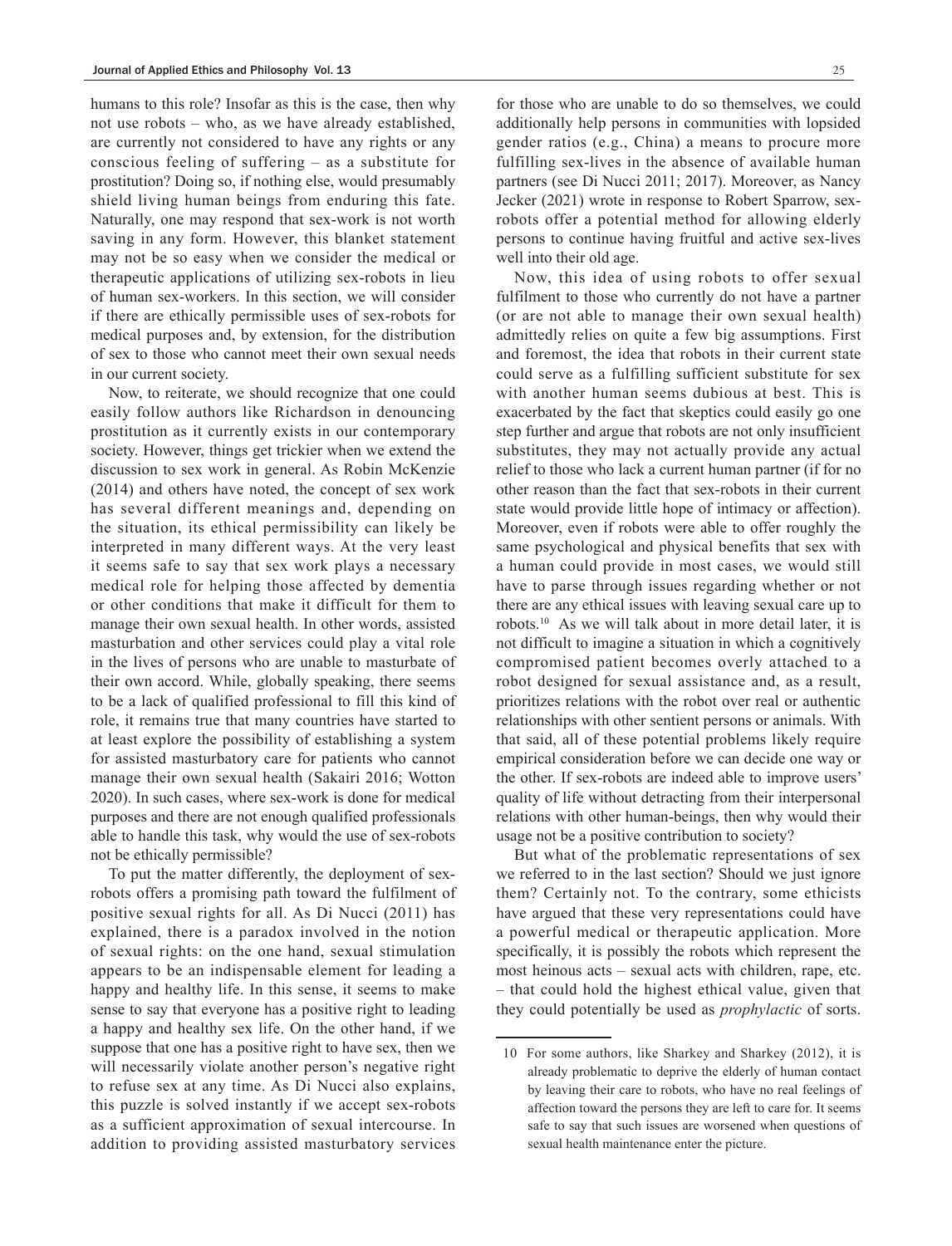humans to this role? Insofar as this is the case, then why not use robots – who, as we have already established, are currently not considered to have any rights or any conscious feeling of suffering – as a substitute for prostitution? Doing so, if nothing else, would presumably shield living human beings from enduring this fate. Naturally, one may respond that sex-work is not worth saving in any form. However, this blanket statement may not be so easy when we consider the medical or therapeutic applications of utilizing sex-robots in lieu of human sex-workers. In this section, we will consider if there are ethically permissible uses of sex-robots for medical purposes and, by extension, for the distribution of sex to those who cannot meet their own sexual needs in our current society.

Now, to reiterate, we should recognize that one could easily follow authors like Richardson in denouncing prostitution as it currently exists in our contemporary society. However, things get trickier when we extend the discussion to sex work in general. As Robin McKenzie (2014) and others have noted, the concept of sex work has several different meanings and, depending on the situation, its ethical permissibility can likely be interpreted in many different ways. At the very least it seems safe to say that sex work plays a necessary medical role for helping those affected by dementia or other conditions that make it difficult for them to manage their own sexual health. In other words, assisted masturbation and other services could play a vital role in the lives of persons who are unable to masturbate of their own accord. While, globally speaking, there seems to be a lack of qualified professional to fill this kind of role, it remains true that many countries have started to at least explore the possibility of establishing a system for assisted masturbatory care for patients who cannot manage their own sexual health (Sakairi 2016; Wotton 2020). In such cases, where sex-work is done for medical purposes and there are not enough qualified professionals able to handle this task, why would the use of sex-robots not be ethically permissible?

To put the matter differently, the deployment of sex-robots offers a promising path toward the fulfilment of positive sexual rights for all. As Di Nucci (2011) has explained, there is a paradox involved in the notion of sexual rights: on the one hand, sexual stimulation appears to be an indispensable element for leading a happy and healthy life. In this sense, it seems to make sense to say that everyone has a positive right to leading a happy and healthy sex life. On the other hand, if we suppose that one has a positive right to have sex, then we will necessarily violate another person's negative right to refuse sex at any time. As Di Nucci also explains, this puzzle is solved instantly if we accept sex-robots as a sufficient approximation of sexual intercourse. In addition to providing assisted masturbatory services for those who are unable to do so themselves, we could additionally help persons in communities with lopsided gender ratios (e.g., China) a means to procure more fulfilling sex-lives in the absence of available human partners (see Di Nucci 2011; 2017). Moreover, as Nancy Jecker (2021) wrote in response to Robert Sparrow, sex-robots offer a potential method for allowing elderly persons to continue having fruitful and active sex-lives well into their old age.

Now, this idea of using robots to offer sexual fulfilment to those who currently do not have a partner (or are not able to manage their own sexual health) admittedly relies on quite a few big assumptions. First and foremost, the idea that robots in their current state could serve as a fulfilling sufficient substitute for sex with another human seems dubious at best. This is exacerbated by the fact that skeptics could easily go one step further and argue that robots are not only insufficient substitutes, they may not actually provide any actual relief to those who lack a current human partner (if for no other reason than the fact that sex-robots in their current state would provide little hope of intimacy or affection). Moreover, even if robots were able to offer roughly the same psychological and physical benefits that sex with a human could provide in most cases, we would still have to parse through issues regarding whether or not there are any ethical issues with leaving sexual care up to robots.[10] As we will talk about in more detail later, it is not difficult to imagine a situation in which a cognitively compromised patient becomes overly attached to a robot designed for sexual assistance and, as a result, prioritizes relations with the robot over real or authentic relationships with other sentient persons or animals. With that said, all of these potential problems likely require empirical consideration before we can decide one way or the other. If sex-robots are indeed able to improve users' quality of life without detracting from their interpersonal relations with other human-beings, then why would their usage not be a positive contribution to society?

But what of the problematic representations of sex we referred to in the last section? Should we just ignore them? Certainly not. To the contrary, some ethicists have argued that these very representations could have a powerful medical or therapeutic application. More specifically, it is possibly the robots which represent the most heinous acts – sexual acts with children, rape, etc. – that could hold the highest ethical value, given that they could potentially be used as *prophylactic* of sorts.

---

10 For some authors, like Sharkey and Sharkey (2012), it is already problematic to deprive the elderly of human contact by leaving their care to robots, who have no real feelings of affection toward the persons they are left to care for. It seems safe to say that such issues are worsened when questions of sexual health maintenance enter the picture.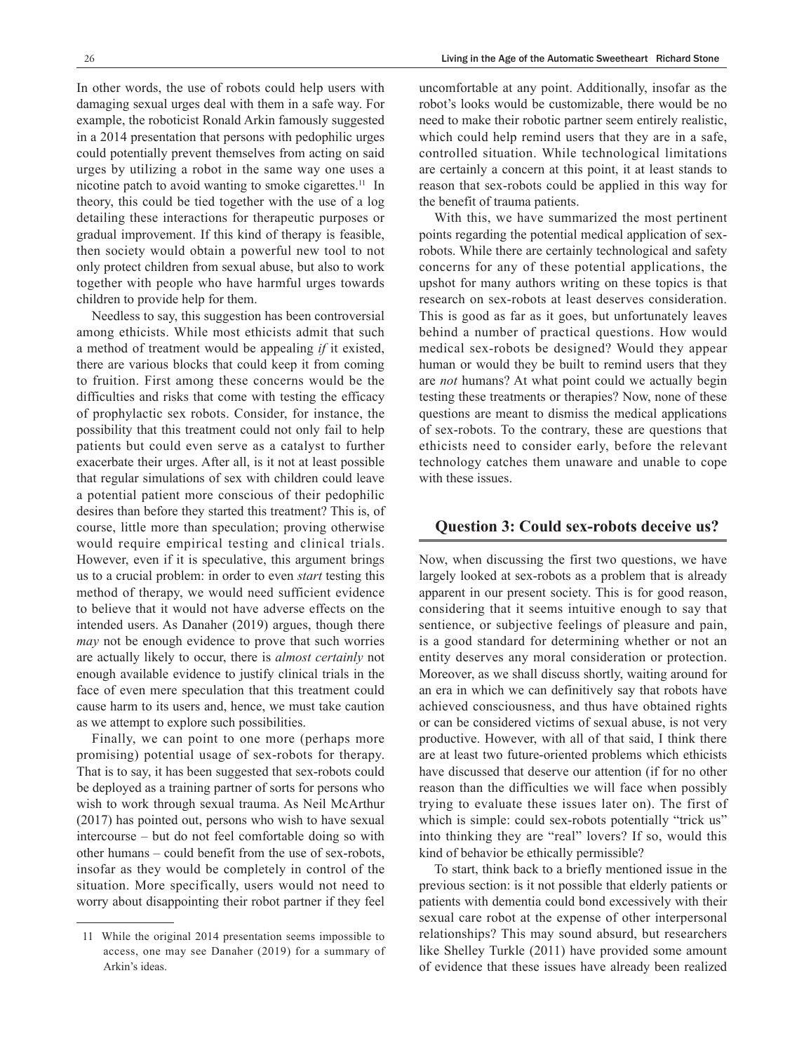In other words, the use of robots could help users with damaging sexual urges deal with them in a safe way. For example, the roboticist Ronald Arkin famously suggested in a 2014 presentation that persons with pedophilic urges could potentially prevent themselves from acting on said urges by utilizing a robot in the same way one uses a nicotine patch to avoid wanting to smoke cigarettes.[11] In theory, this could be tied together with the use of a log detailing these interactions for therapeutic purposes or gradual improvement. If this kind of therapy is feasible, then society would obtain a powerful new tool to not only protect children from sexual abuse, but also to work together with people who have harmful urges towards children to provide help for them.

Needless to say, this suggestion has been controversial among ethicists. While most ethicists admit that such a method of treatment would be appealing *if* it existed, there are various blocks that could keep it from coming to fruition. First among these concerns would be the difficulties and risks that come with testing the efficacy of prophylactic sex robots. Consider, for instance, the possibility that this treatment could not only fail to help patients but could even serve as a catalyst to further exacerbate their urges. After all, is it not at least possible that regular simulations of sex with children could leave a potential patient more conscious of their pedophilic desires than before they started this treatment? This is, of course, little more than speculation; proving otherwise would require empirical testing and clinical trials. However, even if it is speculative, this argument brings us to a crucial problem: in order to even *start* testing this method of therapy, we would need sufficient evidence to believe that it would not have adverse effects on the intended users. As Danaher (2019) argues, though there *may* not be enough evidence to prove that such worries are actually likely to occur, there is *almost certainly* not enough available evidence to justify clinical trials in the face of even mere speculation that this treatment could cause harm to its users and, hence, we must take caution as we attempt to explore such possibilities.

Finally, we can point to one more (perhaps more promising) potential usage of sex-robots for therapy. That is to say, it has been suggested that sex-robots could be deployed as a training partner of sorts for persons who wish to work through sexual trauma. As Neil McArthur (2017) has pointed out, persons who wish to have sexual intercourse – but do not feel comfortable doing so with other humans – could benefit from the use of sex-robots, insofar as they would be completely in control of the situation. More specifically, users would not need to worry about disappointing their robot partner if they feel uncomfortable at any point. Additionally, insofar as the robot's looks would be customizable, there would be no need to make their robotic partner seem entirely realistic, which could help remind users that they are in a safe, controlled situation. While technological limitations are certainly a concern at this point, it at least stands to reason that sex-robots could be applied in this way for the benefit of trauma patients.

With this, we have summarized the most pertinent points regarding the potential medical application of sex-robots. While there are certainly technological and safety concerns for any of these potential applications, the upshot for many authors writing on these topics is that research on sex-robots at least deserves consideration. This is good as far as it goes, but unfortunately leaves behind a number of practical questions. How would medical sex-robots be designed? Would they appear human or would they be built to remind users that they are *not* humans? At what point could we actually begin testing these treatments or therapies? Now, none of these questions are meant to dismiss the medical applications of sex-robots. To the contrary, these are questions that ethicists need to consider early, before the relevant technology catches them unaware and unable to cope with these issues.

## Question 3: Could sex-robots deceive us?

Now, when discussing the first two questions, we have largely looked at sex-robots as a problem that is already apparent in our present society. This is for good reason, considering that it seems intuitive enough to say that sentience, or subjective feelings of pleasure and pain, is a good standard for determining whether or not an entity deserves any moral consideration or protection. Moreover, as we shall discuss shortly, waiting around for an era in which we can definitively say that robots have achieved consciousness, and thus have obtained rights or can be considered victims of sexual abuse, is not very productive. However, with all of that said, I think there are at least two future-oriented problems which ethicists have discussed that deserve our attention (if for no other reason than the difficulties we will face when possibly trying to evaluate these issues later on). The first of which is simple: could sex-robots potentially "trick us" into thinking they are "real" lovers? If so, would this kind of behavior be ethically permissible?

To start, think back to a briefly mentioned issue in the previous section: is it not possible that elderly patients or patients with dementia could bond excessively with their sexual care robot at the expense of other interpersonal relationships? This may sound absurd, but researchers like Shelley Turkle (2011) have provided some amount of evidence that these issues have already been realized

---

11 While the original 2014 presentation seems impossible to access, one may see Danaher (2019) for a summary of Arkin's ideas.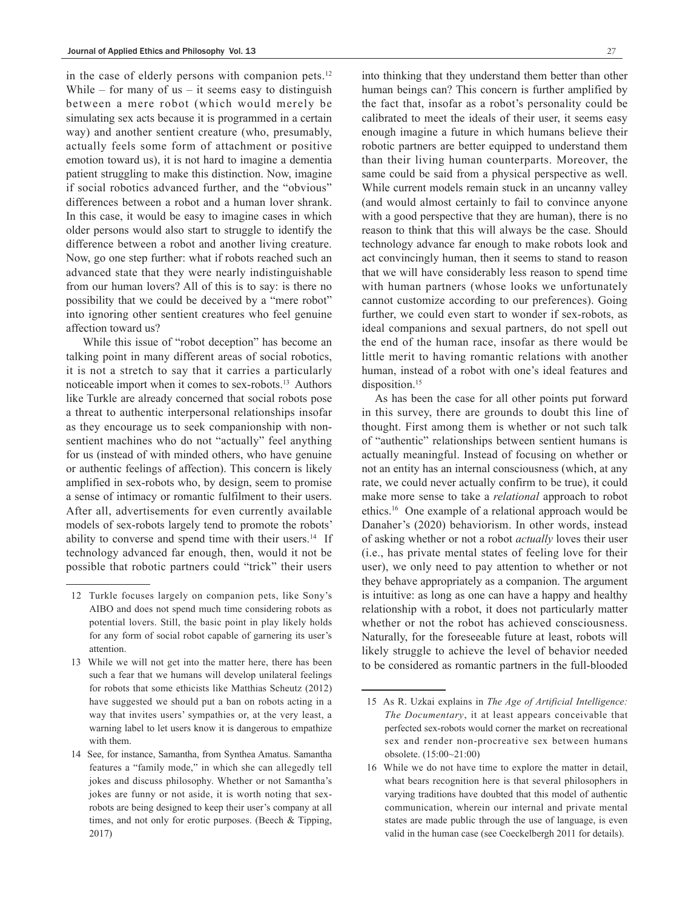in the case of elderly persons with companion pets.[12] While – for many of us – it seems easy to distinguish between a mere robot (which would merely be simulating sex acts because it is programmed in a certain way) and another sentient creature (who, presumably, actually feels some form of attachment or positive emotion toward us), it is not hard to imagine a dementia patient struggling to make this distinction. Now, imagine if social robotics advanced further, and the "obvious" differences between a robot and a human lover shrank. In this case, it would be easy to imagine cases in which older persons would also start to struggle to identify the difference between a robot and another living creature. Now, go one step further: what if robots reached such an advanced state that they were nearly indistinguishable from our human lovers? All of this is to say: is there no possibility that we could be deceived by a "mere robot" into ignoring other sentient creatures who feel genuine affection toward us?

While this issue of "robot deception" has become an talking point in many different areas of social robotics, it is not a stretch to say that it carries a particularly noticeable import when it comes to sex-robots.[13] Authors like Turkle are already concerned that social robots pose a threat to authentic interpersonal relationships insofar as they encourage us to seek companionship with non-sentient machines who do not "actually" feel anything for us (instead of with minded others, who have genuine or authentic feelings of affection). This concern is likely amplified in sex-robots who, by design, seem to promise a sense of intimacy or romantic fulfilment to their users. After all, advertisements for even currently available models of sex-robots largely tend to promote the robots' ability to converse and spend time with their users.[14] If technology advanced far enough, then, would it not be possible that robotic partners could "trick" their users into thinking that they understand them better than other human beings can? This concern is further amplified by the fact that, insofar as a robot's personality could be calibrated to meet the ideals of their user, it seems easy enough imagine a future in which humans believe their robotic partners are better equipped to understand them than their living human counterparts. Moreover, the same could be said from a physical perspective as well. While current models remain stuck in an uncanny valley (and would almost certainly to fail to convince anyone with a good perspective that they are human), there is no reason to think that this will always be the case. Should technology advance far enough to make robots look and act convincingly human, then it seems to stand to reason that we will have considerably less reason to spend time with human partners (whose looks we unfortunately cannot customize according to our preferences). Going further, we could even start to wonder if sex-robots, as ideal companions and sexual partners, do not spell out the end of the human race, insofar as there would be little merit to having romantic relations with another human, instead of a robot with one's ideal features and disposition.[15]

As has been the case for all other points put forward in this survey, there are grounds to doubt this line of thought. First among them is whether or not such talk of "authentic" relationships between sentient humans is actually meaningful. Instead of focusing on whether or not an entity has an internal consciousness (which, at any rate, we could never actually confirm to be true), it could make more sense to take a *relational* approach to robot ethics.[16] One example of a relational approach would be Danaher's (2020) behaviorism. In other words, instead of asking whether or not a robot *actually* loves their user (i.e., has private mental states of feeling love for their user), we only need to pay attention to whether or not they behave appropriately as a companion. The argument is intuitive: as long as one can have a happy and healthy relationship with a robot, it does not particularly matter whether or not the robot has achieved consciousness. Naturally, for the foreseeable future at least, robots will likely struggle to achieve the level of behavior needed to be considered as romantic partners in the full-blooded

---

12 Turkle focuses largely on companion pets, like Sony's AIBO and does not spend much time considering robots as potential lovers. Still, the basic point in play likely holds for any form of social robot capable of garnering its user's attention.

13 While we will not get into the matter here, there has been such a fear that we humans will develop unilateral feelings for robots that some ethicists like Matthias Scheutz (2012) have suggested we should put a ban on robots acting in a way that invites users' sympathies or, at the very least, a warning label to let users know it is dangerous to empathize with them.

14 See, for instance, Samantha, from Synthea Amatus. Samantha features a "family mode," in which she can allegedly tell jokes and discuss philosophy. Whether or not Samantha's jokes are funny or not aside, it is worth noting that sex-robots are being designed to keep their user's company at all times, and not only for erotic purposes. (Beech & Tipping, 2017)

15 As R. Uzkai explains in *The Age of Artificial Intelligence: The Documentary*, it at least appears conceivable that perfected sex-robots would corner the market on recreational sex and render non-procreative sex between humans obsolete. (15:00~21:00)

16 While we do not have time to explore the matter in detail, what bears recognition here is that several philosophers in varying traditions have doubted that this model of authentic communication, wherein our internal and private mental states are made public through the use of language, is even valid in the human case (see Coeckelbergh 2011 for details).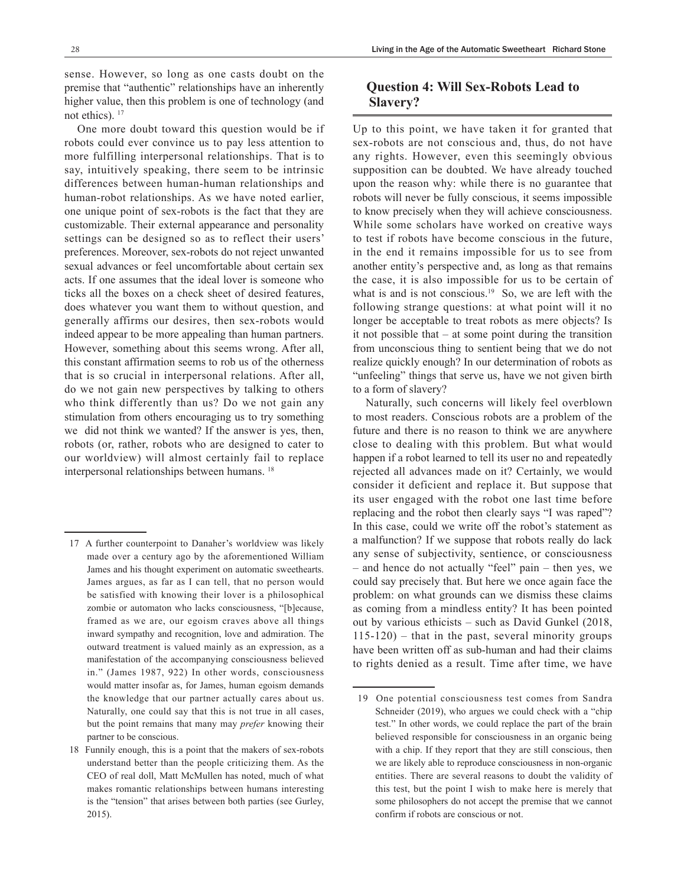sense. However, so long as one casts doubt on the premise that "authentic" relationships have an inherently higher value, then this problem is one of technology (and not ethics). [17]

One more doubt toward this question would be if robots could ever convince us to pay less attention to more fulfilling interpersonal relationships. That is to say, intuitively speaking, there seem to be intrinsic differences between human-human relationships and human-robot relationships. As we have noted earlier, one unique point of sex-robots is the fact that they are customizable. Their external appearance and personality settings can be designed so as to reflect their users' preferences. Moreover, sex-robots do not reject unwanted sexual advances or feel uncomfortable about certain sex acts. If one assumes that the ideal lover is someone who ticks all the boxes on a check sheet of desired features, does whatever you want them to without question, and generally affirms our desires, then sex-robots would indeed appear to be more appealing than human partners. However, something about this seems wrong. After all, this constant affirmation seems to rob us of the otherness that is so crucial in interpersonal relations. After all, do we not gain new perspectives by talking to others who think differently than us? Do we not gain any stimulation from others encouraging us to try something we did not think we wanted? If the answer is yes, then, robots (or, rather, robots who are designed to cater to our worldview) will almost certainly fail to replace interpersonal relationships between humans. [18]

## Question 4: Will Sex-Robots Lead to Slavery?

Up to this point, we have taken it for granted that sex-robots are not conscious and, thus, do not have any rights. However, even this seemingly obvious supposition can be doubted. We have already touched upon the reason why: while there is no guarantee that robots will never be fully conscious, it seems impossible to know precisely when they will achieve consciousness. While some scholars have worked on creative ways to test if robots have become conscious in the future, in the end it remains impossible for us to see from another entity's perspective and, as long as that remains the case, it is also impossible for us to be certain of what is and is not conscious. [19] So, we are left with the following strange questions: at what point will it no longer be acceptable to treat robots as mere objects? Is it not possible that – at some point during the transition from unconscious thing to sentient being that we do not realize quickly enough? In our determination of robots as "unfeeling" things that serve us, have we not given birth to a form of slavery?

Naturally, such concerns will likely feel overblown to most readers. Conscious robots are a problem of the future and there is no reason to think we are anywhere close to dealing with this problem. But what would happen if a robot learned to tell its user no and repeatedly rejected all advances made on it? Certainly, we would consider it deficient and replace it. But suppose that its user engaged with the robot one last time before replacing and the robot then clearly says "I was raped"? In this case, could we write off the robot's statement as a malfunction? If we suppose that robots really do lack any sense of subjectivity, sentience, or consciousness – and hence do not actually "feel" pain – then yes, we could say precisely that. But here we once again face the problem: on what grounds can we dismiss these claims as coming from a mindless entity? It has been pointed out by various ethicists – such as David Gunkel (2018, 115-120) – that in the past, several minority groups have been written off as sub-human and had their claims to rights denied as a result. Time after time, we have

---

17 A further counterpoint to Danaher's worldview was likely made over a century ago by the aforementioned William James and his thought experiment on automatic sweethearts. James argues, as far as I can tell, that no person would be satisfied with knowing their lover is a philosophical zombie or automaton who lacks consciousness, "[b]ecause, framed as we are, our egoism craves above all things inward sympathy and recognition, love and admiration. The outward treatment is valued mainly as an expression, as a manifestation of the accompanying consciousness believed in." (James 1987, 922) In other words, consciousness would matter insofar as, for James, human egoism demands the knowledge that our partner actually cares about us. Naturally, one could say that this is not true in all cases, but the point remains that many may *prefer* knowing their partner to be conscious.

18 Funnily enough, this is a point that the makers of sex-robots understand better than the people criticizing them. As the CEO of real doll, Matt McMullen has noted, much of what makes romantic relationships between humans interesting is the "tension" that arises between both parties (see Gurley, 2015).

19 One potential consciousness test comes from Sandra Schneider (2019), who argues we could check with a "chip test." In other words, we could replace the part of the brain believed responsible for consciousness in an organic being with a chip. If they report that they are still conscious, then we are likely able to reproduce consciousness in non-organic entities. There are several reasons to doubt the validity of this test, but the point I wish to make here is merely that some philosophers do not accept the premise that we cannot confirm if robots are conscious or not.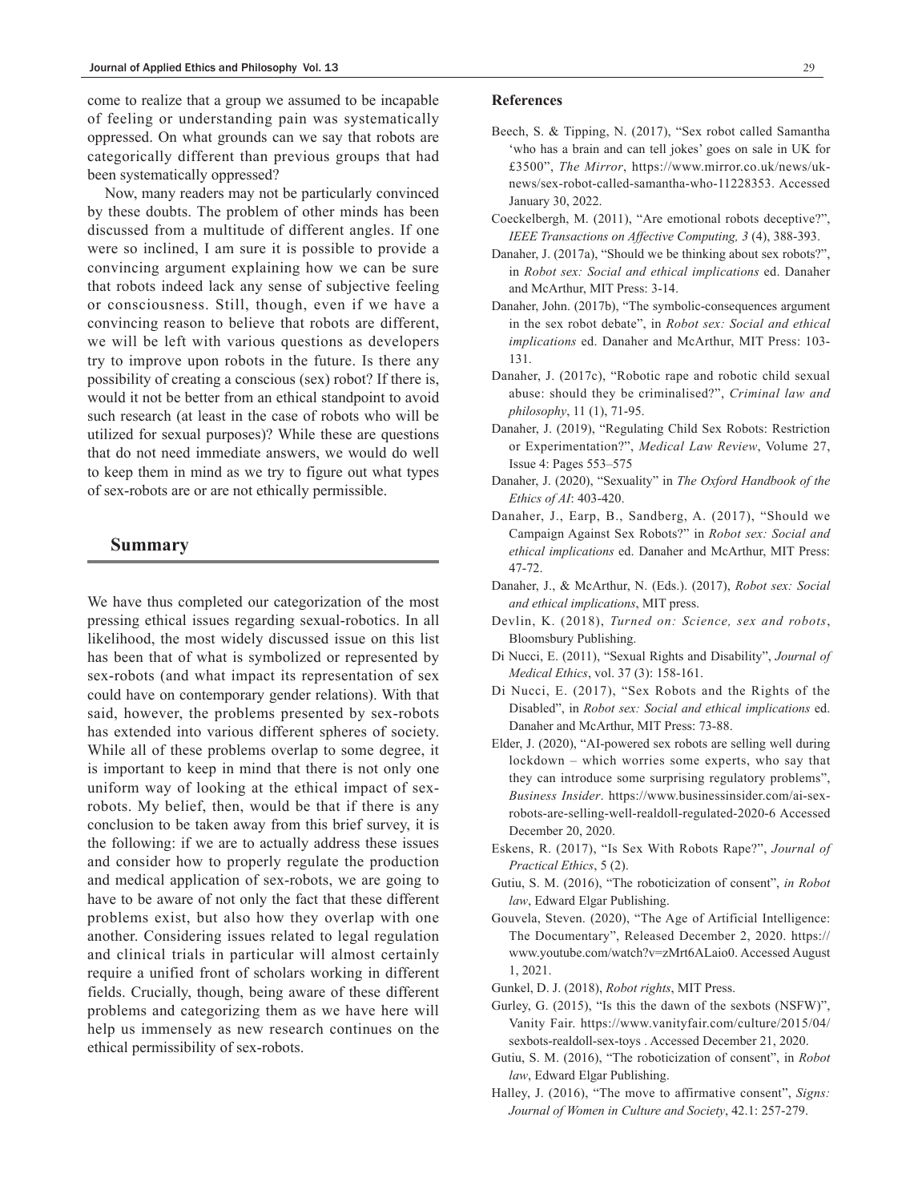come to realize that a group we assumed to be incapable of feeling or understanding pain was systematically oppressed. On what grounds can we say that robots are categorically different than previous groups that had been systematically oppressed?

Now, many readers may not be particularly convinced by these doubts. The problem of other minds has been discussed from a multitude of different angles. If one were so inclined, I am sure it is possible to provide a convincing argument explaining how we can be sure that robots indeed lack any sense of subjective feeling or consciousness. Still, though, even if we have a convincing reason to believe that robots are different, we will be left with various questions as developers try to improve upon robots in the future. Is there any possibility of creating a conscious (sex) robot? If there is, would it not be better from an ethical standpoint to avoid such research (at least in the case of robots who will be utilized for sexual purposes)? While these are questions that do not need immediate answers, we would do well to keep them in mind as we try to figure out what types of sex-robots are or are not ethically permissible.

## Summary

We have thus completed our categorization of the most pressing ethical issues regarding sexual-robotics. In all likelihood, the most widely discussed issue on this list has been that of what is symbolized or represented by sex-robots (and what impact its representation of sex could have on contemporary gender relations). With that said, however, the problems presented by sex-robots has extended into various different spheres of society. While all of these problems overlap to some degree, it is important to keep in mind that there is not only one uniform way of looking at the ethical impact of sex-robots. My belief, then, would be that if there is any conclusion to be taken away from this brief survey, it is the following: if we are to actually address these issues and consider how to properly regulate the production and medical application of sex-robots, we are going to have to be aware of not only the fact that these different problems exist, but also how they overlap with one another. Considering issues related to legal regulation and clinical trials in particular will almost certainly require a unified front of scholars working in different fields. Crucially, though, being aware of these different problems and categorizing them as we have here will help us immensely as new research continues on the ethical permissibility of sex-robots.

## References

Beech, S. & Tipping, N. (2017), "Sex robot called Samantha 'who has a brain and can tell jokes' goes on sale in UK for £3500", *The Mirror*, https://www.mirror.co.uk/news/uk-news/sex-robot-called-samantha-who-11228353. Accessed January 30, 2022.

Coeckelbergh, M. (2011), "Are emotional robots deceptive?", *IEEE Transactions on Affective Computing, 3* (4), 388-393.

Danaher, J. (2017a), "Should we be thinking about sex robots?", in *Robot sex: Social and ethical implications* ed. Danaher and McArthur, MIT Press: 3-14.

Danaher, John. (2017b), "The symbolic-consequences argument in the sex robot debate", in *Robot sex: Social and ethical implications* ed. Danaher and McArthur, MIT Press: 103-131.

Danaher, J. (2017c), "Robotic rape and robotic child sexual abuse: should they be criminalised?", *Criminal law and philosophy*, 11 (1), 71-95.

Danaher, J. (2019), "Regulating Child Sex Robots: Restriction or Experimentation?", *Medical Law Review*, Volume 27, Issue 4: Pages 553–575

Danaher, J. (2020), "Sexuality" in *The Oxford Handbook of the Ethics of AI*: 403-420.

Danaher, J., Earp, B., Sandberg, A. (2017), "Should we Campaign Against Sex Robots?" in *Robot sex: Social and ethical implications* ed. Danaher and McArthur, MIT Press: 47-72.

Danaher, J., & McArthur, N. (Eds.). (2017), *Robot sex: Social and ethical implications*, MIT press.

Devlin, K. (2018), *Turned on: Science, sex and robots*, Bloomsbury Publishing.

Di Nucci, E. (2011), "Sexual Rights and Disability", *Journal of Medical Ethics*, vol. 37 (3): 158-161.

Di Nucci, E. (2017), "Sex Robots and the Rights of the Disabled", in *Robot sex: Social and ethical implications* ed. Danaher and McArthur, MIT Press: 73-88.

Elder, J. (2020), "AI-powered sex robots are selling well during lockdown – which worries some experts, who say that they can introduce some surprising regulatory problems", *Business Insider*. https://www.businessinsider.com/ai-sex-robots-are-selling-well-realdoll-regulated-2020-6 Accessed December 20, 2020.

Eskens, R. (2017), "Is Sex With Robots Rape?", *Journal of Practical Ethics*, 5 (2).

Gutiu, S. M. (2016), "The roboticization of consent", *in Robot law*, Edward Elgar Publishing.

Gouvela, Steven. (2020), "The Age of Artificial Intelligence: The Documentary", Released December 2, 2020. https://www.youtube.com/watch?v=zMrt6ALaio0. Accessed August 1, 2021.

Gunkel, D. J. (2018), *Robot rights*, MIT Press.

Gurley, G. (2015), "Is this the dawn of the sexbots (NSFW)", Vanity Fair. https://www.vanityfair.com/culture/2015/04/sexbots-realdoll-sex-toys . Accessed December 21, 2020.

Gutiu, S. M. (2016), "The roboticization of consent", in *Robot law*, Edward Elgar Publishing.

Halley, J. (2016), "The move to affirmative consent", *Signs: Journal of Women in Culture and Society*, 42.1: 257-279.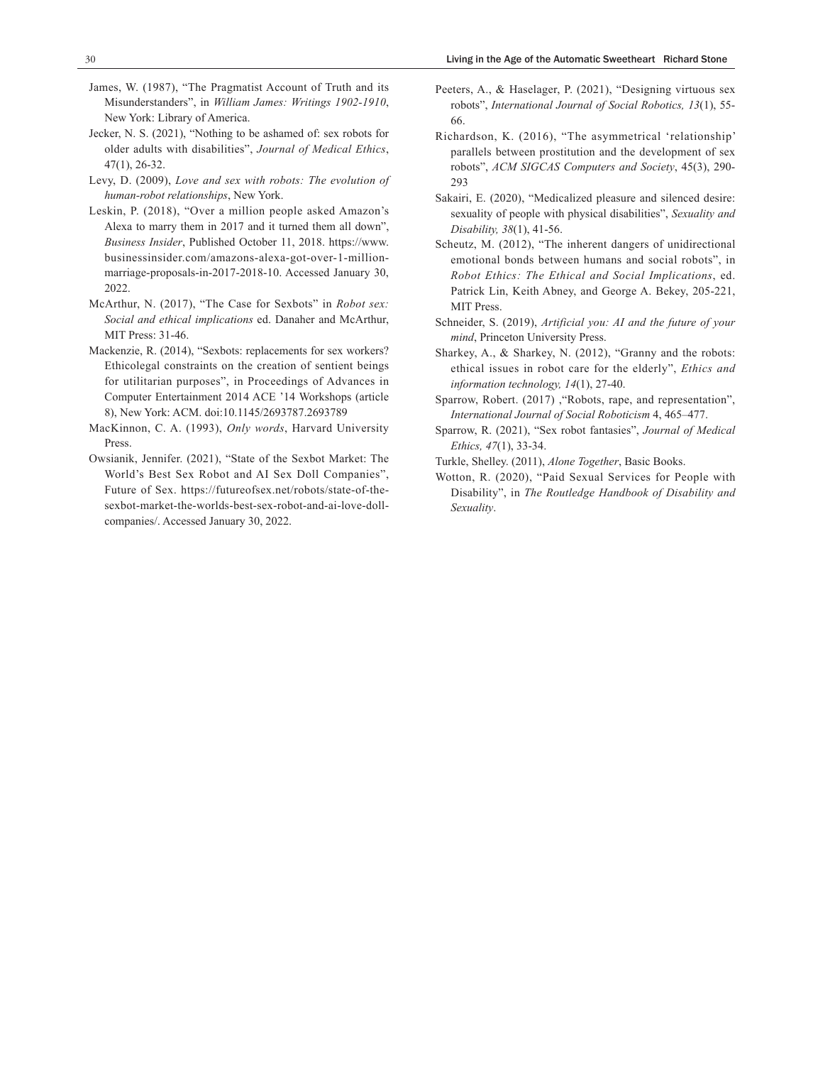James, W. (1987), "The Pragmatist Account of Truth and its Misunderstanders", in *William James: Writings 1902-1910*, New York: Library of America.

Jecker, N. S. (2021), "Nothing to be ashamed of: sex robots for older adults with disabilities", *Journal of Medical Ethics*, 47(1), 26-32.

Levy, D. (2009), *Love and sex with robots: The evolution of human-robot relationships*, New York.

Leskin, P. (2018), "Over a million people asked Amazon's Alexa to marry them in 2017 and it turned them all down", *Business Insider*, Published October 11, 2018. https://www.businessinsider.com/amazons-alexa-got-over-1-million-marriage-proposals-in-2017-2018-10. Accessed January 30, 2022.

McArthur, N. (2017), "The Case for Sexbots" in *Robot sex: Social and ethical implications* ed. Danaher and McArthur, MIT Press: 31-46.

Mackenzie, R. (2014), "Sexbots: replacements for sex workers? Ethicolegal constraints on the creation of sentient beings for utilitarian purposes", in Proceedings of Advances in Computer Entertainment 2014 ACE '14 Workshops (article 8), New York: ACM. doi:10.1145/2693787.2693789

MacKinnon, C. A. (1993), *Only words*, Harvard University Press.

Owsianik, Jennifer. (2021), "State of the Sexbot Market: The World's Best Sex Robot and AI Sex Doll Companies", Future of Sex. https://futureofsex.net/robots/state-of-the-sexbot-market-the-worlds-best-sex-robot-and-ai-love-doll-companies/. Accessed January 30, 2022.

Peeters, A., & Haselager, P. (2021), "Designing virtuous sex robots", *International Journal of Social Robotics, 13*(1), 55-66.

Richardson, K. (2016), "The asymmetrical 'relationship' parallels between prostitution and the development of sex robots", *ACM SIGCAS Computers and Society*, 45(3), 290-293

Sakairi, E. (2020), "Medicalized pleasure and silenced desire: sexuality of people with physical disabilities", *Sexuality and Disability, 38*(1), 41-56.

Scheutz, M. (2012), "The inherent dangers of unidirectional emotional bonds between humans and social robots", in *Robot Ethics: The Ethical and Social Implications*, ed. Patrick Lin, Keith Abney, and George A. Bekey, 205-221, MIT Press.

Schneider, S. (2019), *Artificial you: AI and the future of your mind*, Princeton University Press.

Sharkey, A., & Sharkey, N. (2012), "Granny and the robots: ethical issues in robot care for the elderly", *Ethics and information technology, 14*(1), 27-40.

Sparrow, Robert. (2017) ,"Robots, rape, and representation", *International Journal of Social Roboticism* 4, 465–477.

Sparrow, R. (2021), "Sex robot fantasies", *Journal of Medical Ethics, 47*(1), 33-34.

Turkle, Shelley. (2011), *Alone Together*, Basic Books.

Wotton, R. (2020), "Paid Sexual Services for People with Disability", in *The Routledge Handbook of Disability and Sexuality*.